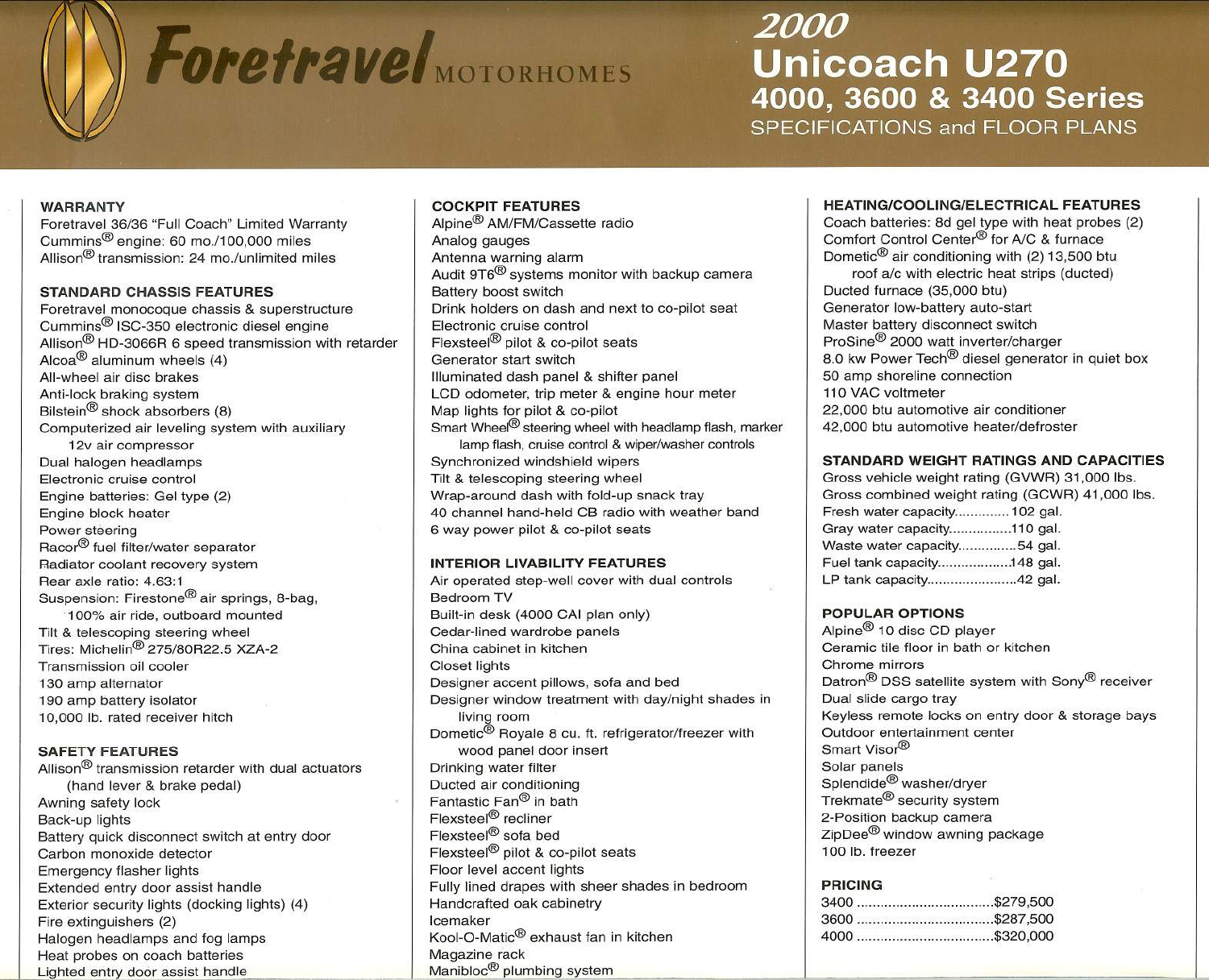# Foretravel MOTORHOMES

# 2000 Unicoach U270

## 4000, 3600 & 3400 Series

### SPECIFICATIONS and FLOOR PLANS

## WARRANTY

Foretravel 36/36 "Full Coach" Limited Warranty
Cummins® engine: 60 mo./100,000 miles
Allison® transmission: 24 mo./unlimited miles

## STANDARD CHASSIS FEATURES

Foretravel monocoque chassis & superstructure
Cummins® ISC-350 electronic diesel engine
Allison® HD-3066R 6 speed transmission with retarder
Alcoa® aluminum wheels (4)
All-wheel air disc brakes
Anti-lock braking system
Bilstein® shock absorbers (8)
Computerized air leveling system with auxiliary 12v air compressor
Dual halogen headlamps
Electronic cruise control
Engine batteries: Gel type (2)
Engine block heater
Power steering
Racor® fuel filter/water separator
Radiator coolant recovery system
Rear axle ratio: 4.63:1
Suspension: Firestone® air springs, 8-bag, 100% air ride, outboard mounted
Tilt & telescoping steering wheel
Tires: Michelin® 275/80R22.5 XZA-2
Transmission oil cooler
130 amp alternator
190 amp battery isolator
10,000 lb. rated receiver hitch

## SAFETY FEATURES

Allison® transmission retarder with dual actuators (hand lever & brake pedal)
Awning safety lock
Back-up lights
Battery quick disconnect switch at entry door
Carbon monoxide detector
Emergency flasher lights
Extended entry door assist handle
Exterior security lights (docking lights) (4)
Fire extinguishers (2)
Halogen headlamps and fog lamps
Heat probes on coach batteries
Lighted entry door assist handle

## COCKPIT FEATURES

Alpine® AM/FM/Cassette radio
Analog gauges
Antenna warning alarm
Audit 9T6® systems monitor with backup camera
Battery boost switch
Drink holders on dash and next to co-pilot seat
Electronic cruise control
Flexsteel® pilot & co-pilot seats
Generator start switch
Illuminated dash panel & shifter panel
LCD odometer, trip meter & engine hour meter
Map lights for pilot & co-pilot
Smart Wheel® steering wheel with headlamp flash, marker lamp flash, cruise control & wiper/washer controls
Synchronized windshield wipers
Tilt & telescoping steering wheel
Wrap-around dash with fold-up snack tray
40 channel hand-held CB radio with weather band
6 way power pilot & co-pilot seats

## INTERIOR LIVABILITY FEATURES

Air operated step-well cover with dual controls
Bedroom TV
Built-in desk (4000 CAI plan only)
Cedar-lined wardrobe panels
China cabinet in kitchen
Closet lights
Designer accent pillows, sofa and bed
Designer window treatment with day/night shades in living room
Dometic® Royale 8 cu. ft. refrigerator/freezer with wood panel door insert
Drinking water filter
Ducted air conditioning
Fantastic Fan® in bath
Flexsteel® recliner
Flexsteel® sofa bed
Flexsteel® pilot & co-pilot seats
Floor level accent lights
Fully lined drapes with sheer shades in bedroom
Handcrafted oak cabinetry
Icemaker
Kool-O-Matic® exhaust fan in kitchen
Magazine rack
Manibloc® plumbing system

## HEATING/COOLING/ELECTRICAL FEATURES

Coach batteries: 8d gel type with heat probes (2)
Comfort Control Center® for A/C & furnace
Dometic® air conditioning with (2) 13,500 btu roof a/c with electric heat strips (ducted)
Ducted furnace (35,000 btu)
Generator low-battery auto-start
Master battery disconnect switch
ProSine® 2000 watt inverter/charger
8.0 kw Power Tech® diesel generator in quiet box
50 amp shoreline connection
110 VAC voltmeter
22,000 btu automotive air conditioner
42,000 btu automotive heater/defroster

## STANDARD WEIGHT RATINGS AND CAPACITIES

Gross vehicle weight rating (GVWR) 31,000 lbs.
Gross combined weight rating (GCWR) 41,000 lbs.
Fresh water capacity............. 102 gal.
Gray water capacity................110 gal.
Waste water capacity...............54 gal.
Fuel tank capacity..................148 gal.
LP tank capacity.......................42 gal.

## POPULAR OPTIONS

Alpine® 10 disc CD player
Ceramic tile floor in bath or kitchen
Chrome mirrors
Datron® DSS satellite system with Sony® receiver
Dual slide cargo tray
Keyless remote locks on entry door & storage bays
Outdoor entertainment center
Smart Visor®
Solar panels
Splendide® washer/dryer
Trekmate® security system
2-Position backup camera
ZipDee® window awning package
100 lb. freezer

## PRICING

3400 ..................................$279,500
3600 ..................................$287,500
4000 ..................................$320,000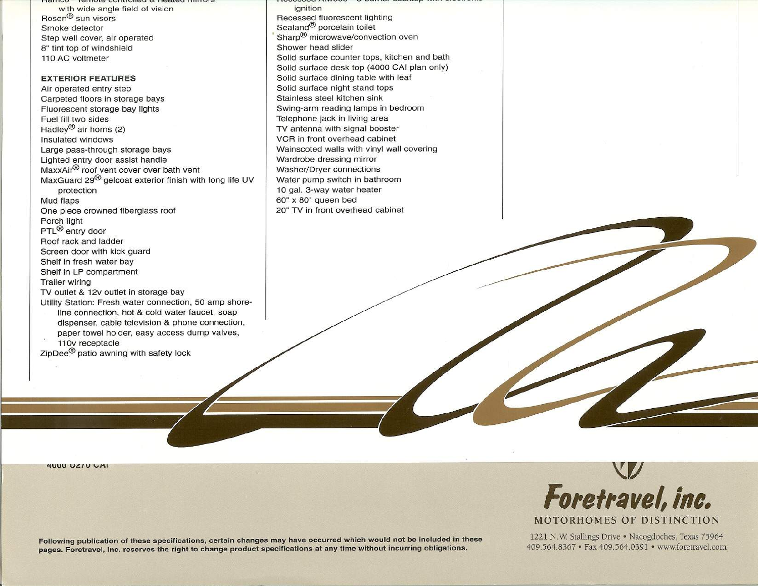Ramco - remote controlled & heated mirrors with wide angle field of vision
Rosen® sun visors
Smoke detector
Step well cover, air operated
8" tint top of windshield
110 AC voltmeter

**EXTERIOR FEATURES**

Air operated entry step
Carpeted floors in storage bays
Fluorescent storage bay lights
Fuel fill two sides
Hadley® air horns (2)
Insulated windows
Large pass-through storage bays
Lighted entry door assist handle
MaxxAir® roof vent cover over bath vent
MaxGuard 29® gelcoat exterior finish with long life UV protection
Mud flaps
One piece crowned fiberglass roof
Porch light
PTL® entry door
Roof rack and ladder
Screen door with kick guard
Shelf in fresh water bay
Shelf in LP compartment
Trailer wiring
TV outlet & 12v outlet in storage bay
Utility Station: Fresh water connection, 50 amp shoreline connection, hot & cold water faucet, soap dispenser, cable television & phone connection, paper towel holder, easy access dump valves, 110v receptacle
ZipDee® patio awning with safety lock

Recessed Atwood - 3 burner cooktop with electronic ignition
Recessed fluorescent lighting
Sealand® porcelain toilet
Sharp® microwave/convection oven
Shower head slider
Solid surface counter tops, kitchen and bath
Solid surface desk top (4000 CAI plan only)
Solid surface dining table with leaf
Solid surface night stand tops
Stainless steel kitchen sink
Swing-arm reading lamps in bedroom
Telephone jack in living area
TV antenna with signal booster
VCR in front overhead cabinet
Wainscoted walls with vinyl wall covering
Wardrobe dressing mirror
Washer/Dryer connections
Water pump switch in bathroom
10 gal. 3-way water heater
60" x 80" queen bed
20" TV in front overhead cabinet

4000 U270 CAI

**Foretravel, inc.**
MOTORHOMES OF DISTINCTION

1221 N.W. Stallings Drive • Nacogdoches, Texas 75964
409.564.8367 • Fax 409.564.0391 • www.foretravel.com

**Following publication of these specifications, certain changes may have occurred which would not be included in these pages. Foretravel, Inc. reserves the right to change product specifications at any time without incurring obligations.**